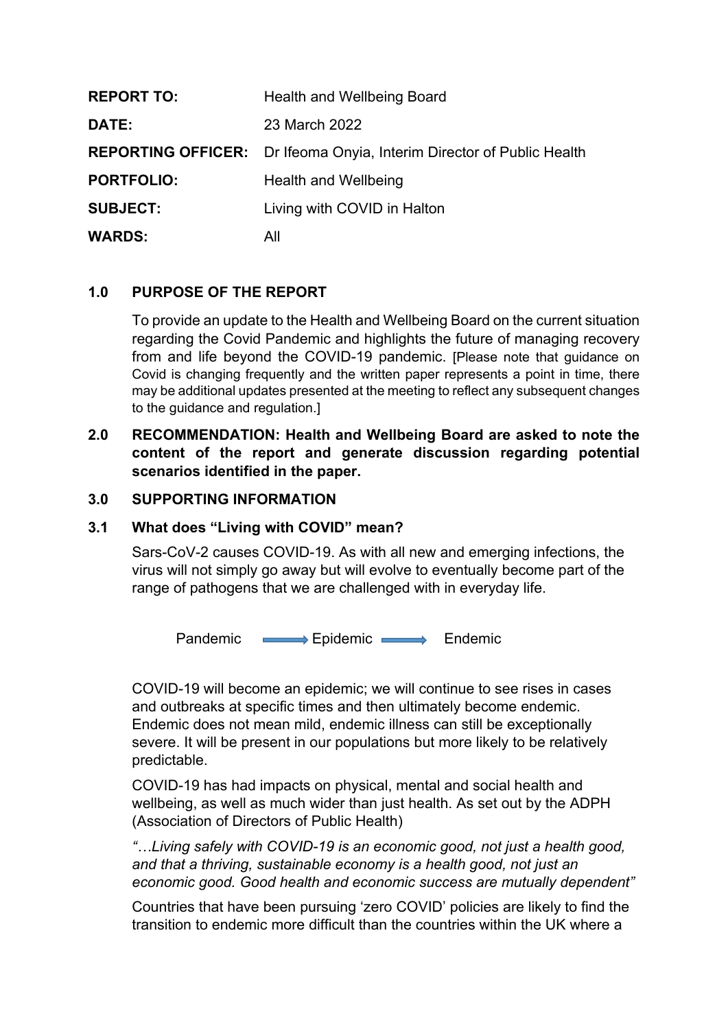| | |
|---|---|
| **REPORT TO:** | Health and Wellbeing Board |
| **DATE:** | 23 March 2022 |
| **REPORTING OFFICER:** | Dr Ifeoma Onyia, Interim Director of Public Health |
| **PORTFOLIO:** | Health and Wellbeing |
| **SUBJECT:** | Living with COVID in Halton |
| **WARDS:** | All |

## 1.0 PURPOSE OF THE REPORT

To provide an update to the Health and Wellbeing Board on the current situation regarding the Covid Pandemic and highlights the future of managing recovery from and life beyond the COVID-19 pandemic. [Please note that guidance on Covid is changing frequently and the written paper represents a point in time, there may be additional updates presented at the meeting to reflect any subsequent changes to the guidance and regulation.]

## 2.0 RECOMMENDATION: Health and Wellbeing Board are asked to note the content of the report and generate discussion regarding potential scenarios identified in the paper.

## 3.0 SUPPORTING INFORMATION

### 3.1 What does "Living with COVID" mean?

Sars-CoV-2 causes COVID-19. As with all new and emerging infections, the virus will not simply go away but will evolve to eventually become part of the range of pathogens that we are challenged with in everyday life.

Pandemic → Epidemic → Endemic

COVID-19 will become an epidemic; we will continue to see rises in cases and outbreaks at specific times and then ultimately become endemic. Endemic does not mean mild, endemic illness can still be exceptionally severe. It will be present in our populations but more likely to be relatively predictable.

COVID-19 has had impacts on physical, mental and social health and wellbeing, as well as much wider than just health. As set out by the ADPH (Association of Directors of Public Health)

*"…Living safely with COVID-19 is an economic good, not just a health good, and that a thriving, sustainable economy is a health good, not just an economic good. Good health and economic success are mutually dependent"*

Countries that have been pursuing 'zero COVID' policies are likely to find the transition to endemic more difficult than the countries within the UK where a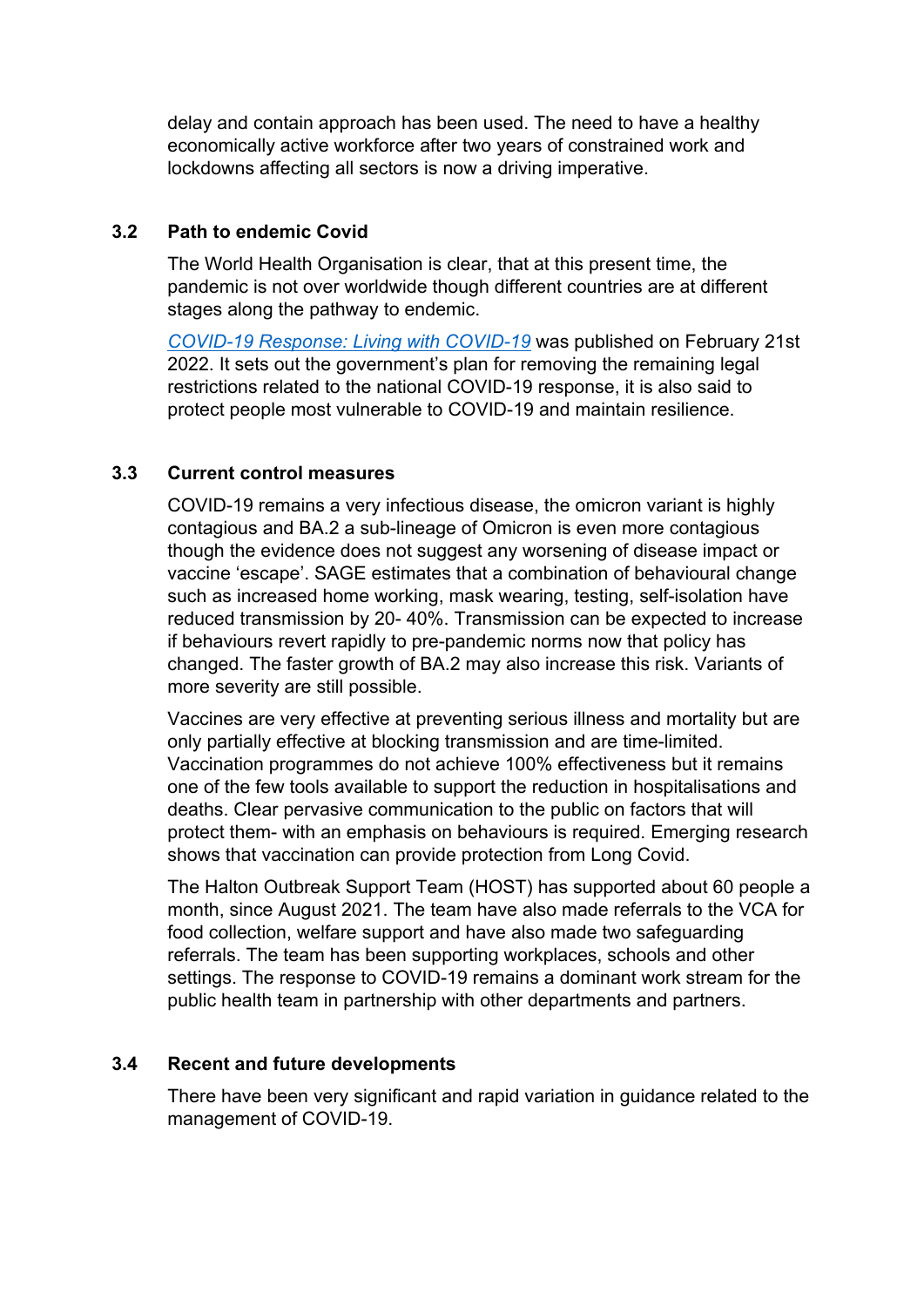delay and contain approach has been used. The need to have a healthy economically active workforce after two years of constrained work and lockdowns affecting all sectors is now a driving imperative.

### 3.2 Path to endemic Covid

The World Health Organisation is clear, that at this present time, the pandemic is not over worldwide though different countries are at different stages along the pathway to endemic.

*COVID-19 Response: Living with COVID-19* was published on February 21st 2022. It sets out the government's plan for removing the remaining legal restrictions related to the national COVID-19 response, it is also said to protect people most vulnerable to COVID-19 and maintain resilience.

### 3.3 Current control measures

COVID-19 remains a very infectious disease, the omicron variant is highly contagious and BA.2 a sub-lineage of Omicron is even more contagious though the evidence does not suggest any worsening of disease impact or vaccine 'escape'. SAGE estimates that a combination of behavioural change such as increased home working, mask wearing, testing, self-isolation have reduced transmission by 20- 40%. Transmission can be expected to increase if behaviours revert rapidly to pre-pandemic norms now that policy has changed. The faster growth of BA.2 may also increase this risk. Variants of more severity are still possible.

Vaccines are very effective at preventing serious illness and mortality but are only partially effective at blocking transmission and are time-limited. Vaccination programmes do not achieve 100% effectiveness but it remains one of the few tools available to support the reduction in hospitalisations and deaths. Clear pervasive communication to the public on factors that will protect them- with an emphasis on behaviours is required. Emerging research shows that vaccination can provide protection from Long Covid.

The Halton Outbreak Support Team (HOST) has supported about 60 people a month, since August 2021. The team have also made referrals to the VCA for food collection, welfare support and have also made two safeguarding referrals. The team has been supporting workplaces, schools and other settings. The response to COVID-19 remains a dominant work stream for the public health team in partnership with other departments and partners.

### 3.4 Recent and future developments

There have been very significant and rapid variation in guidance related to the management of COVID-19.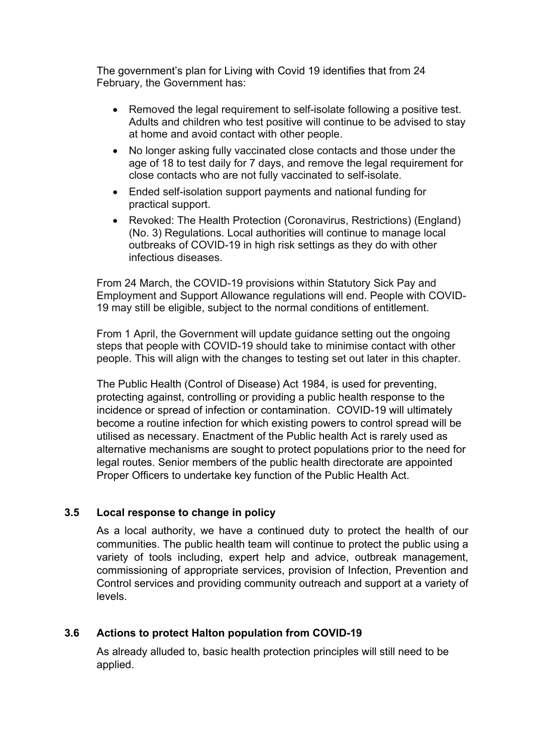The government's plan for Living with Covid 19 identifies that from 24 February, the Government has:

- Removed the legal requirement to self-isolate following a positive test. Adults and children who test positive will continue to be advised to stay at home and avoid contact with other people.
- No longer asking fully vaccinated close contacts and those under the age of 18 to test daily for 7 days, and remove the legal requirement for close contacts who are not fully vaccinated to self-isolate.
- Ended self-isolation support payments and national funding for practical support.
- Revoked: The Health Protection (Coronavirus, Restrictions) (England) (No. 3) Regulations. Local authorities will continue to manage local outbreaks of COVID-19 in high risk settings as they do with other infectious diseases.

From 24 March, the COVID-19 provisions within Statutory Sick Pay and Employment and Support Allowance regulations will end. People with COVID-19 may still be eligible, subject to the normal conditions of entitlement.

From 1 April, the Government will update guidance setting out the ongoing steps that people with COVID-19 should take to minimise contact with other people. This will align with the changes to testing set out later in this chapter.

The Public Health (Control of Disease) Act 1984, is used for preventing, protecting against, controlling or providing a public health response to the incidence or spread of infection or contamination. COVID-19 will ultimately become a routine infection for which existing powers to control spread will be utilised as necessary. Enactment of the Public health Act is rarely used as alternative mechanisms are sought to protect populations prior to the need for legal routes. Senior members of the public health directorate are appointed Proper Officers to undertake key function of the Public Health Act.

### 3.5 Local response to change in policy

As a local authority, we have a continued duty to protect the health of our communities. The public health team will continue to protect the public using a variety of tools including, expert help and advice, outbreak management, commissioning of appropriate services, provision of Infection, Prevention and Control services and providing community outreach and support at a variety of levels.

### 3.6 Actions to protect Halton population from COVID-19

As already alluded to, basic health protection principles will still need to be applied.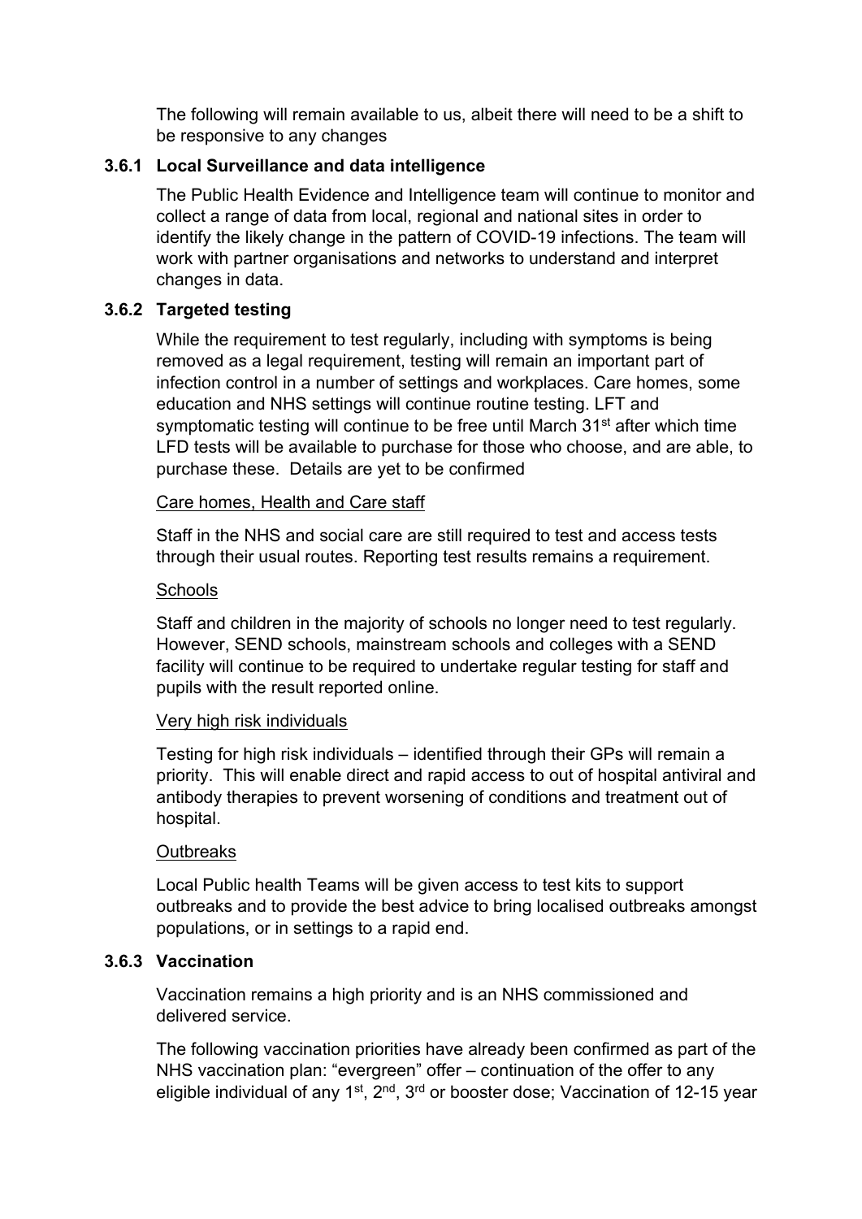The following will remain available to us, albeit there will need to be a shift to be responsive to any changes

### 3.6.1 Local Surveillance and data intelligence

The Public Health Evidence and Intelligence team will continue to monitor and collect a range of data from local, regional and national sites in order to identify the likely change in the pattern of COVID-19 infections. The team will work with partner organisations and networks to understand and interpret changes in data.

### 3.6.2 Targeted testing

While the requirement to test regularly, including with symptoms is being removed as a legal requirement, testing will remain an important part of infection control in a number of settings and workplaces. Care homes, some education and NHS settings will continue routine testing. LFT and symptomatic testing will continue to be free until March 31st after which time LFD tests will be available to purchase for those who choose, and are able, to purchase these. Details are yet to be confirmed

<u>Care homes, Health and Care staff</u>

Staff in the NHS and social care are still required to test and access tests through their usual routes. Reporting test results remains a requirement.

<u>Schools</u>

Staff and children in the majority of schools no longer need to test regularly. However, SEND schools, mainstream schools and colleges with a SEND facility will continue to be required to undertake regular testing for staff and pupils with the result reported online.

<u>Very high risk individuals</u>

Testing for high risk individuals – identified through their GPs will remain a priority. This will enable direct and rapid access to out of hospital antiviral and antibody therapies to prevent worsening of conditions and treatment out of hospital.

<u>Outbreaks</u>

Local Public health Teams will be given access to test kits to support outbreaks and to provide the best advice to bring localised outbreaks amongst populations, or in settings to a rapid end.

### 3.6.3 Vaccination

Vaccination remains a high priority and is an NHS commissioned and delivered service.

The following vaccination priorities have already been confirmed as part of the NHS vaccination plan: "evergreen" offer – continuation of the offer to any eligible individual of any 1st, 2nd, 3rd or booster dose; Vaccination of 12-15 year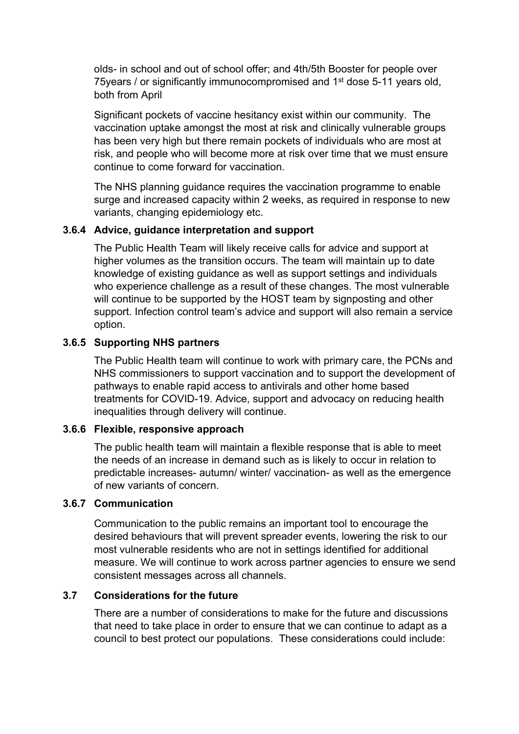olds- in school and out of school offer; and 4th/5th Booster for people over 75years / or significantly immunocompromised and 1st dose 5-11 years old, both from April

Significant pockets of vaccine hesitancy exist within our community. The vaccination uptake amongst the most at risk and clinically vulnerable groups has been very high but there remain pockets of individuals who are most at risk, and people who will become more at risk over time that we must ensure continue to come forward for vaccination.

The NHS planning guidance requires the vaccination programme to enable surge and increased capacity within 2 weeks, as required in response to new variants, changing epidemiology etc.

### 3.6.4 Advice, guidance interpretation and support

The Public Health Team will likely receive calls for advice and support at higher volumes as the transition occurs. The team will maintain up to date knowledge of existing guidance as well as support settings and individuals who experience challenge as a result of these changes. The most vulnerable will continue to be supported by the HOST team by signposting and other support. Infection control team's advice and support will also remain a service option.

### 3.6.5 Supporting NHS partners

The Public Health team will continue to work with primary care, the PCNs and NHS commissioners to support vaccination and to support the development of pathways to enable rapid access to antivirals and other home based treatments for COVID-19. Advice, support and advocacy on reducing health inequalities through delivery will continue.

### 3.6.6 Flexible, responsive approach

The public health team will maintain a flexible response that is able to meet the needs of an increase in demand such as is likely to occur in relation to predictable increases- autumn/ winter/ vaccination- as well as the emergence of new variants of concern.

### 3.6.7 Communication

Communication to the public remains an important tool to encourage the desired behaviours that will prevent spreader events, lowering the risk to our most vulnerable residents who are not in settings identified for additional measure. We will continue to work across partner agencies to ensure we send consistent messages across all channels.

### 3.7 Considerations for the future

There are a number of considerations to make for the future and discussions that need to take place in order to ensure that we can continue to adapt as a council to best protect our populations. These considerations could include: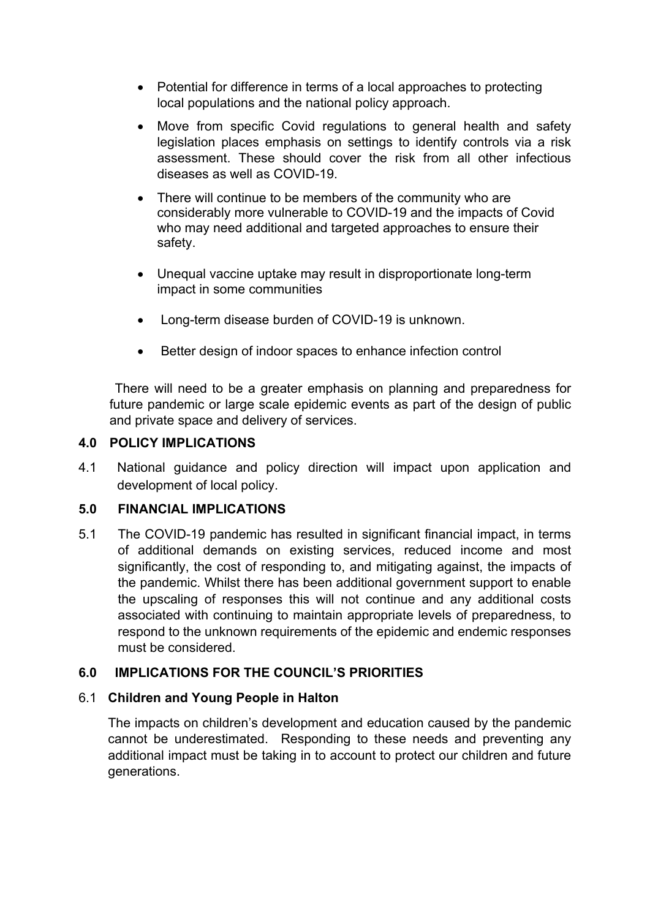- Potential for difference in terms of a local approaches to protecting local populations and the national policy approach.
- Move from specific Covid regulations to general health and safety legislation places emphasis on settings to identify controls via a risk assessment. These should cover the risk from all other infectious diseases as well as COVID-19.
- There will continue to be members of the community who are considerably more vulnerable to COVID-19 and the impacts of Covid who may need additional and targeted approaches to ensure their safety.
- Unequal vaccine uptake may result in disproportionate long-term impact in some communities
- Long-term disease burden of COVID-19 is unknown.
- Better design of indoor spaces to enhance infection control

There will need to be a greater emphasis on planning and preparedness for future pandemic or large scale epidemic events as part of the design of public and private space and delivery of services.

## 4.0 POLICY IMPLICATIONS

4.1 National guidance and policy direction will impact upon application and development of local policy.

## 5.0 FINANCIAL IMPLICATIONS

5.1 The COVID-19 pandemic has resulted in significant financial impact, in terms of additional demands on existing services, reduced income and most significantly, the cost of responding to, and mitigating against, the impacts of the pandemic. Whilst there has been additional government support to enable the upscaling of responses this will not continue and any additional costs associated with continuing to maintain appropriate levels of preparedness, to respond to the unknown requirements of the epidemic and endemic responses must be considered.

## 6.0 IMPLICATIONS FOR THE COUNCIL'S PRIORITIES

### 6.1 Children and Young People in Halton

The impacts on children's development and education caused by the pandemic cannot be underestimated. Responding to these needs and preventing any additional impact must be taking in to account to protect our children and future generations.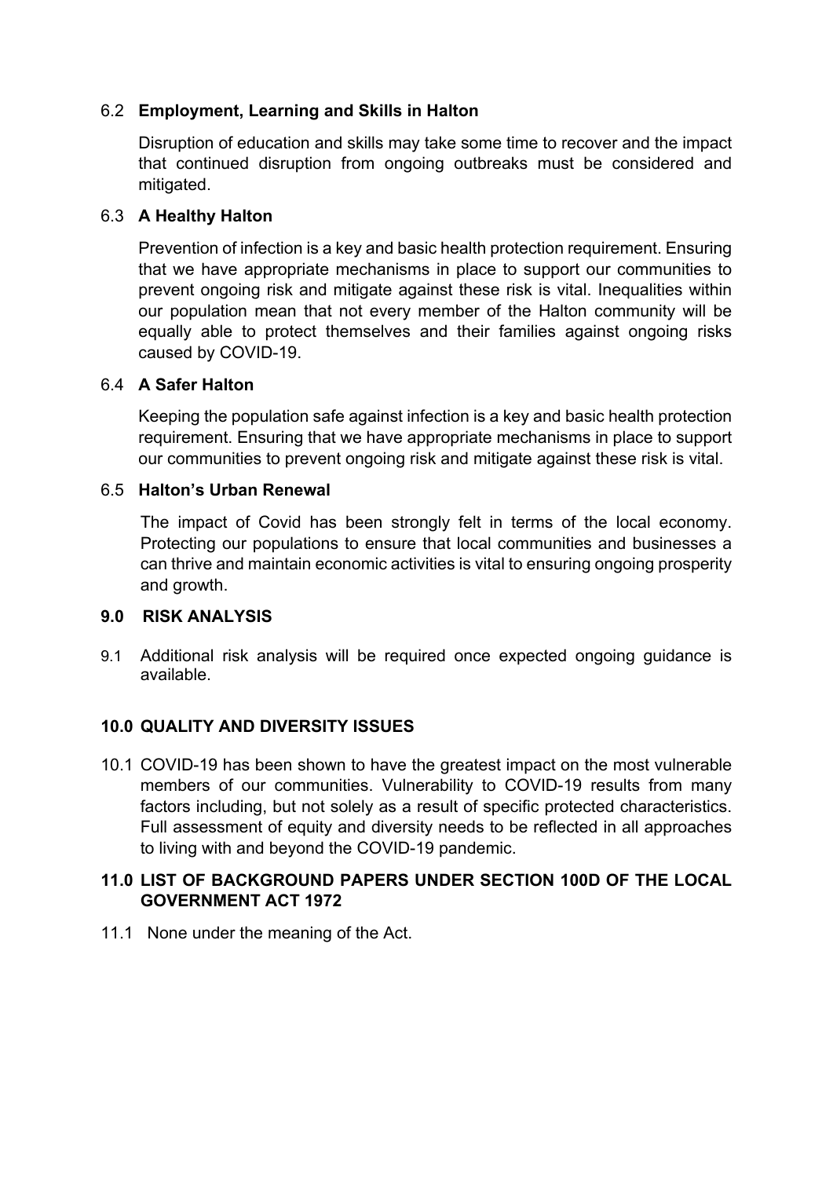### 6.2 **Employment, Learning and Skills in Halton**

Disruption of education and skills may take some time to recover and the impact that continued disruption from ongoing outbreaks must be considered and mitigated.

### 6.3 **A Healthy Halton**

Prevention of infection is a key and basic health protection requirement. Ensuring that we have appropriate mechanisms in place to support our communities to prevent ongoing risk and mitigate against these risk is vital. Inequalities within our population mean that not every member of the Halton community will be equally able to protect themselves and their families against ongoing risks caused by COVID-19.

### 6.4 **A Safer Halton**

Keeping the population safe against infection is a key and basic health protection requirement. Ensuring that we have appropriate mechanisms in place to support our communities to prevent ongoing risk and mitigate against these risk is vital.

### 6.5 **Halton's Urban Renewal**

The impact of Covid has been strongly felt in terms of the local economy. Protecting our populations to ensure that local communities and businesses a can thrive and maintain economic activities is vital to ensuring ongoing prosperity and growth.

## 9.0 RISK ANALYSIS

9.1 Additional risk analysis will be required once expected ongoing guidance is available.

## 10.0 QUALITY AND DIVERSITY ISSUES

10.1 COVID-19 has been shown to have the greatest impact on the most vulnerable members of our communities. Vulnerability to COVID-19 results from many factors including, but not solely as a result of specific protected characteristics. Full assessment of equity and diversity needs to be reflected in all approaches to living with and beyond the COVID-19 pandemic.

## 11.0 LIST OF BACKGROUND PAPERS UNDER SECTION 100D OF THE LOCAL GOVERNMENT ACT 1972

11.1 None under the meaning of the Act.